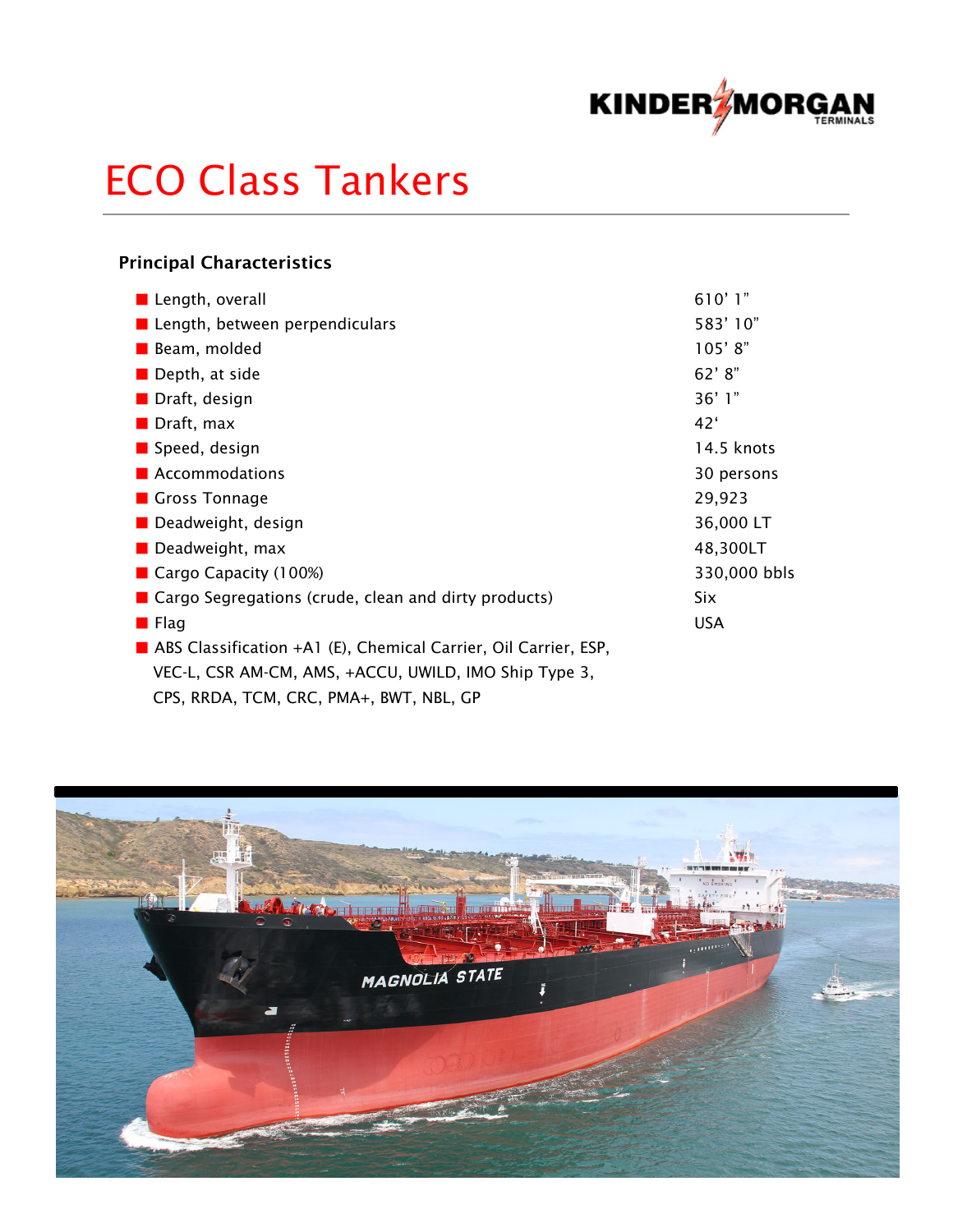# ECO Class Tankers

### Principal Characteristics

| | |
|---|---|
| Length, overall | 610' 1" |
| Length, between perpendiculars | 583' 10" |
| Beam, molded | 105' 8" |
| Depth, at side | 62' 8" |
| Draft, design | 36' 1" |
| Draft, max | 42' |
| Speed, design | 14.5 knots |
| Accommodations | 30 persons |
| Gross Tonnage | 29,923 |
| Deadweight, design | 36,000 LT |
| Deadweight, max | 48,300LT |
| Cargo Capacity (100%) | 330,000 bbls |
| Cargo Segregations (crude, clean and dirty products) | Six |
| Flag | USA |

- ABS Classification +A1 (E), Chemical Carrier, Oil Carrier, ESP, VEC-L, CSR AM-CM, AMS, +ACCU, UWILD, IMO Ship Type 3, CPS, RRDA, TCM, CRC, PMA+, BWT, NBL, GP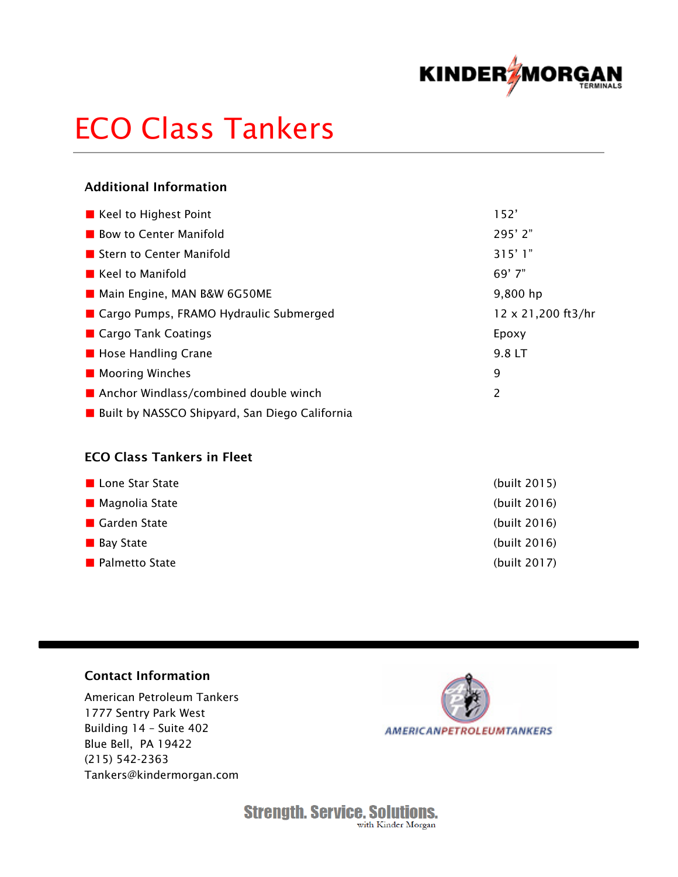KINDER MORGAN TERMINALS

# ECO Class Tankers

## Additional Information

| | |
|---|---|
| Keel to Highest Point | 152’ |
| Bow to Center Manifold | 295’ 2” |
| Stern to Center Manifold | 315’ 1” |
| Keel to Manifold | 69’ 7” |
| Main Engine, MAN B&W 6G50ME | 9,800 hp |
| Cargo Pumps, FRAMO Hydraulic Submerged | 12 x 21,200 ft3/hr |
| Cargo Tank Coatings | Epoxy |
| Hose Handling Crane | 9.8 LT |
| Mooring Winches | 9 |
| Anchor Windlass/combined double winch | 2 |
| Built by NASSCO Shipyard, San Diego California | |

## ECO Class Tankers in Fleet

| | |
|---|---|
| Lone Star State | (built 2015) |
| Magnolia State | (built 2016) |
| Garden State | (built 2016) |
| Bay State | (built 2016) |
| Palmetto State | (built 2017) |

## Contact Information

American Petroleum Tankers
1777 Sentry Park West
Building 14 – Suite 402
Blue Bell, PA 19422
(215) 542-2363
Tankers@kindermorgan.com

AMERICANPETROLEUMTANKERS

Strength. Service. Solutions.
with Kinder Morgan